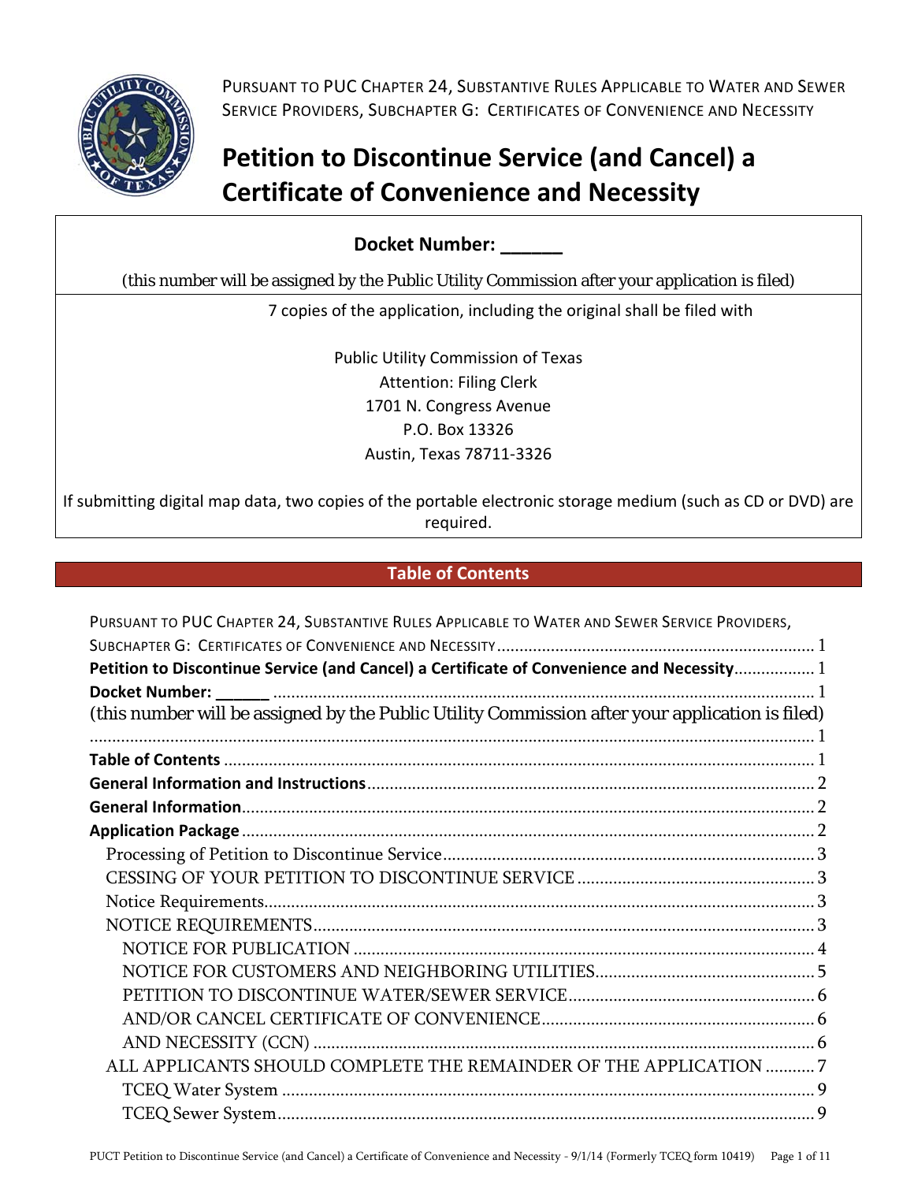Pursuant to PUC Chapter 24, Substantive Rules Applicable to Water and Sewer Service Providers, Subchapter G: Certificates of Convenience and Necessity

# Petition to Discontinue Service (and Cancel) a Certificate of Convenience and Necessity

**Docket Number: ______**

(this number will be assigned by the Public Utility Commission after your application is filed)

7 copies of the application, including the original shall be filed with

Public Utility Commission of Texas
Attention: Filing Clerk
1701 N. Congress Avenue
P.O. Box 13326
Austin, Texas 78711-3326

If submitting digital map data, two copies of the portable electronic storage medium (such as CD or DVD) are required.

## Table of Contents

Pursuant to PUC Chapter 24, Substantive Rules Applicable to Water and Sewer Service Providers, Subchapter G: Certificates of Convenience and Necessity ........ 1
**Petition to Discontinue Service (and Cancel) a Certificate of Convenience and Necessity** ........ 1
**Docket Number: ______** ........ 1
(this number will be assigned by the Public Utility Commission after your application is filed) ........ 1
**Table of Contents** ........ 1
**General Information and Instructions** ........ 2
**General Information** ........ 2
**Application Package** ........ 2
- Processing of Petition to Discontinue Service ........ 3
- CESSING OF YOUR PETITION TO DISCONTINUE SERVICE ........ 3
- Notice Requirements ........ 3
- NOTICE REQUIREMENTS ........ 3
  - NOTICE FOR PUBLICATION ........ 4
  - NOTICE FOR CUSTOMERS AND NEIGHBORING UTILITIES ........ 5
  - PETITION TO DISCONTINUE WATER/SEWER SERVICE ........ 6
  - AND/OR CANCEL CERTIFICATE OF CONVENIENCE ........ 6
  - AND NECESSITY (CCN) ........ 6
- ALL APPLICANTS SHOULD COMPLETE THE REMAINDER OF THE APPLICATION ........ 7
  - TCEQ Water System ........ 9
  - TCEQ Sewer System ........ 9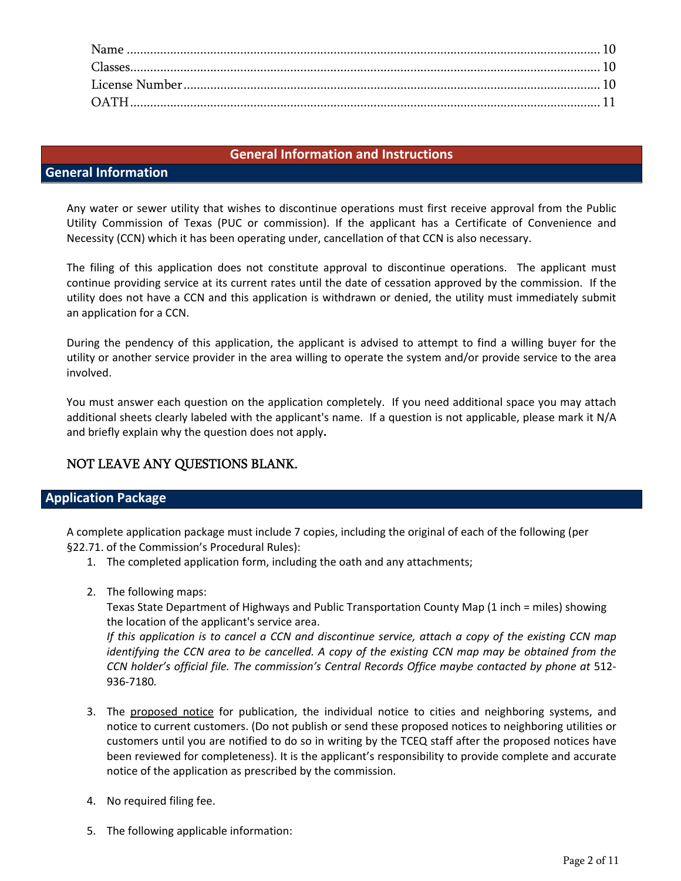Name .......... 10
Classes.......... 10
License Number.......... 10
OATH.......... 11

# General Information and Instructions

## General Information

Any water or sewer utility that wishes to discontinue operations must first receive approval from the Public Utility Commission of Texas (PUC or commission). If the applicant has a Certificate of Convenience and Necessity (CCN) which it has been operating under, cancellation of that CCN is also necessary.

The filing of this application does not constitute approval to discontinue operations. The applicant must continue providing service at its current rates until the date of cessation approved by the commission. If the utility does not have a CCN and this application is withdrawn or denied, the utility must immediately submit an application for a CCN.

During the pendency of this application, the applicant is advised to attempt to find a willing buyer for the utility or another service provider in the area willing to operate the system and/or provide service to the area involved.

You must answer each question on the application completely. If you need additional space you may attach additional sheets clearly labeled with the applicant's name. If a question is not applicable, please mark it N/A and briefly explain why the question does not apply**.**

### NOT LEAVE ANY QUESTIONS BLANK.

## Application Package

A complete application package must include 7 copies, including the original of each of the following (per §22.71. of the Commission's Procedural Rules):

1. The completed application form, including the oath and any attachments;

2. The following maps:
   Texas State Department of Highways and Public Transportation County Map (1 inch = miles) showing the location of the applicant's service area.
   *If this application is to cancel a CCN and discontinue service, attach a copy of the existing CCN map identifying the CCN area to be cancelled. A copy of the existing CCN map may be obtained from the CCN holder's official file. The commission's Central Records Office maybe contacted by phone at* 512-936-7180*.*

3. The proposed notice for publication, the individual notice to cities and neighboring systems, and notice to current customers. (Do not publish or send these proposed notices to neighboring utilities or customers until you are notified to do so in writing by the TCEQ staff after the proposed notices have been reviewed for completeness). It is the applicant's responsibility to provide complete and accurate notice of the application as prescribed by the commission.

4. No required filing fee.

5. The following applicable information: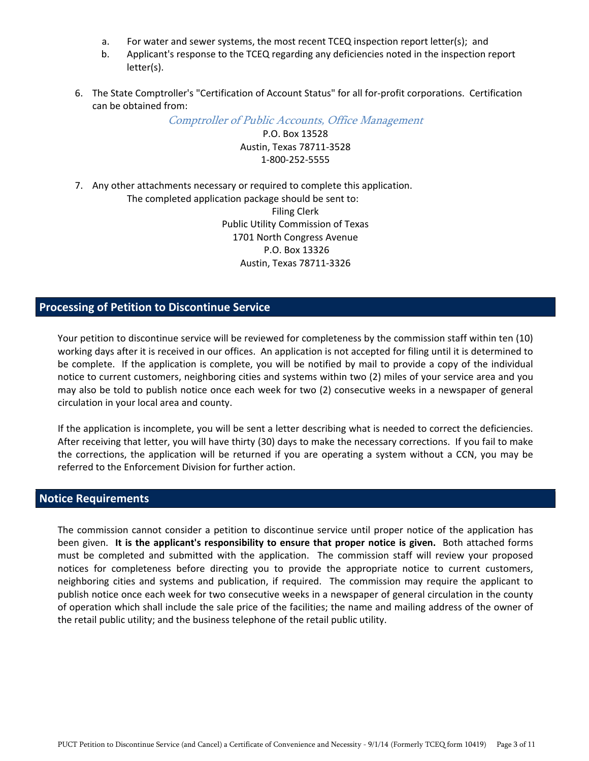a. For water and sewer systems, the most recent TCEQ inspection report letter(s); and
   b. Applicant's response to the TCEQ regarding any deficiencies noted in the inspection report letter(s).

6. The State Comptroller's "Certification of Account Status" for all for-profit corporations. Certification can be obtained from:

   *Comptroller of Public Accounts, Office Management*
   P.O. Box 13528
   Austin, Texas 78711-3528
   1-800-252-5555

7. Any other attachments necessary or required to complete this application.
   The completed application package should be sent to:

   Filing Clerk
   Public Utility Commission of Texas
   1701 North Congress Avenue
   P.O. Box 13326
   Austin, Texas 78711-3326

## Processing of Petition to Discontinue Service

Your petition to discontinue service will be reviewed for completeness by the commission staff within ten (10) working days after it is received in our offices. An application is not accepted for filing until it is determined to be complete. If the application is complete, you will be notified by mail to provide a copy of the individual notice to current customers, neighboring cities and systems within two (2) miles of your service area and you may also be told to publish notice once each week for two (2) consecutive weeks in a newspaper of general circulation in your local area and county.

If the application is incomplete, you will be sent a letter describing what is needed to correct the deficiencies. After receiving that letter, you will have thirty (30) days to make the necessary corrections. If you fail to make the corrections, the application will be returned if you are operating a system without a CCN, you may be referred to the Enforcement Division for further action.

## Notice Requirements

The commission cannot consider a petition to discontinue service until proper notice of the application has been given. **It is the applicant's responsibility to ensure that proper notice is given.** Both attached forms must be completed and submitted with the application. The commission staff will review your proposed notices for completeness before directing you to provide the appropriate notice to current customers, neighboring cities and systems and publication, if required. The commission may require the applicant to publish notice once each week for two consecutive weeks in a newspaper of general circulation in the county of operation which shall include the sale price of the facilities; the name and mailing address of the owner of the retail public utility; and the business telephone of the retail public utility.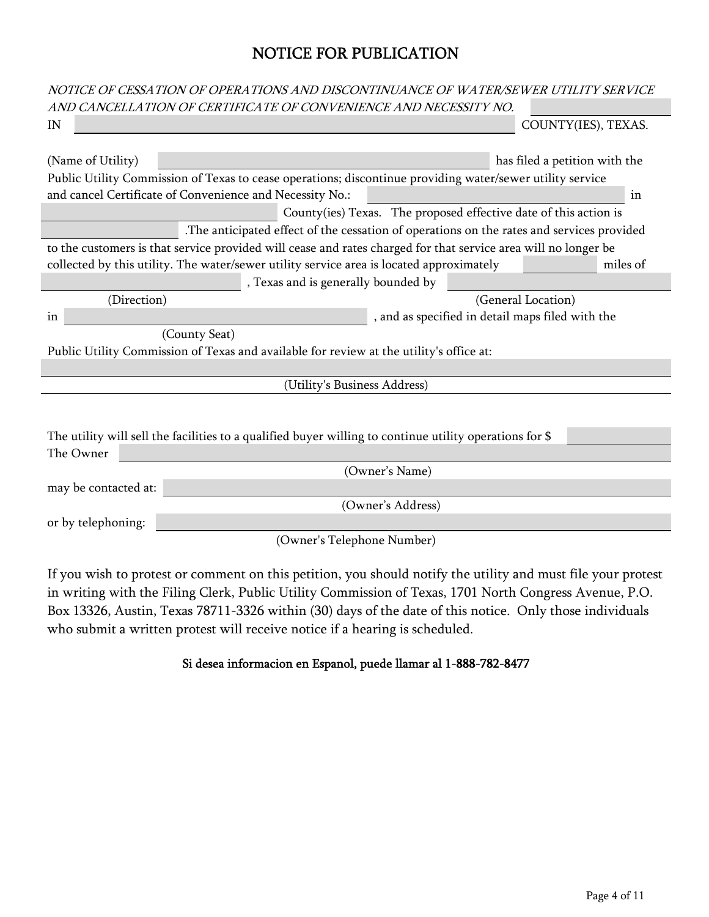# NOTICE FOR PUBLICATION

*NOTICE OF CESSATION OF OPERATIONS AND DISCONTINUANCE OF WATER/SEWER UTILITY SERVICE AND CANCELLATION OF CERTIFICATE OF CONVENIENCE AND NECESSITY NO.* ______________
IN ______________________________________________ COUNTY(IES), TEXAS.

(Name of Utility) ______________________________ has filed a petition with the Public Utility Commission of Texas to cease operations; discontinue providing water/sewer utility service and cancel Certificate of Convenience and Necessity No.: ____________________ in ____________________ County(ies) Texas. The proposed effective date of this action is ______________ .The anticipated effect of the cessation of operations on the rates and services provided to the customers is that service provided will cease and rates charged for that service area will no longer be collected by this utility. The water/sewer utility service area is located approximately ________ miles of ____________________ (Direction), Texas and is generally bounded by ____________________ (General Location) in ______________________________ (County Seat), and as specified in detail maps filed with the Public Utility Commission of Texas and available for review at the utility's office at:

______________________________________________
(Utility's Business Address)

The utility will sell the facilities to a qualified buyer willing to continue utility operations for $ __________
The Owner ______________________________________________
(Owner's Name)
may be contacted at: ______________________________________________
(Owner's Address)
or by telephoning: ______________________________________________
(Owner's Telephone Number)

If you wish to protest or comment on this petition, you should notify the utility and must file your protest in writing with the Filing Clerk, Public Utility Commission of Texas, 1701 North Congress Avenue, P.O. Box 13326, Austin, Texas 78711-3326 within (30) days of the date of this notice. Only those individuals who submit a written protest will receive notice if a hearing is scheduled.

**Si desea informacion en Espanol, puede llamar al 1-888-782-8477**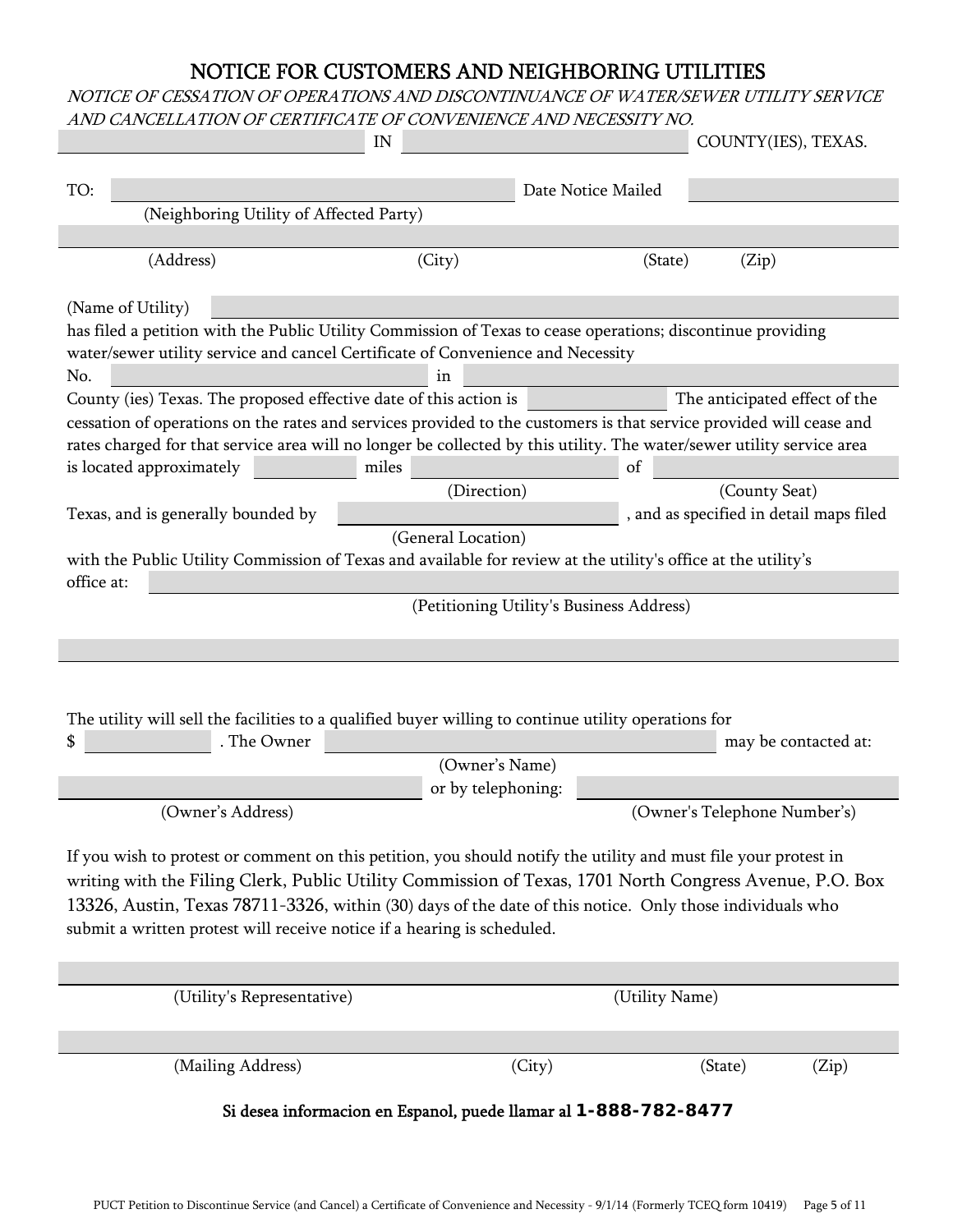# NOTICE FOR CUSTOMERS AND NEIGHBORING UTILITIES

*NOTICE OF CESSATION OF OPERATIONS AND DISCONTINUANCE OF WATER/SEWER UTILITY SERVICE AND CANCELLATION OF CERTIFICATE OF CONVENIENCE AND NECESSITY NO.*

_______________ IN _______________ COUNTY(IES), TEXAS.

TO: _______________ Date Notice Mailed _______________

(Neighboring Utility of Affected Party)

_______________

(Address) (City) (State) (Zip)

(Name of Utility) _______________

has filed a petition with the Public Utility Commission of Texas to cease operations; discontinue providing water/sewer utility service and cancel Certificate of Convenience and Necessity No. _______________ in _______________ County (ies) Texas. The proposed effective date of this action is _______________ The anticipated effect of the cessation of operations on the rates and services provided to the customers is that service provided will cease and rates charged for that service area will no longer be collected by this utility. The water/sewer utility service area is located approximately _______ miles _______________ (Direction) of _______________ (County Seat) Texas, and is generally bounded by _______________ (General Location), and as specified in detail maps filed with the Public Utility Commission of Texas and available for review at the utility's office at the utility's office at: _______________

(Petitioning Utility's Business Address)

_______________

The utility will sell the facilities to a qualified buyer willing to continue utility operations for $ _______ . The Owner _______________ (Owner's Name) may be contacted at:

_______________ or by telephoning: _______________

(Owner's Address) (Owner's Telephone Number's)

If you wish to protest or comment on this petition, you should notify the utility and must file your protest in writing with the Filing Clerk, Public Utility Commission of Texas, 1701 North Congress Avenue, P.O. Box 13326, Austin, Texas 78711-3326, within (30) days of the date of this notice. Only those individuals who submit a written protest will receive notice if a hearing is scheduled.

_______________

(Utility's Representative) (Utility Name)

_______________

(Mailing Address) (City) (State) (Zip)

**Si desea informacion en Espanol, puede llamar al 1-888-782-8477**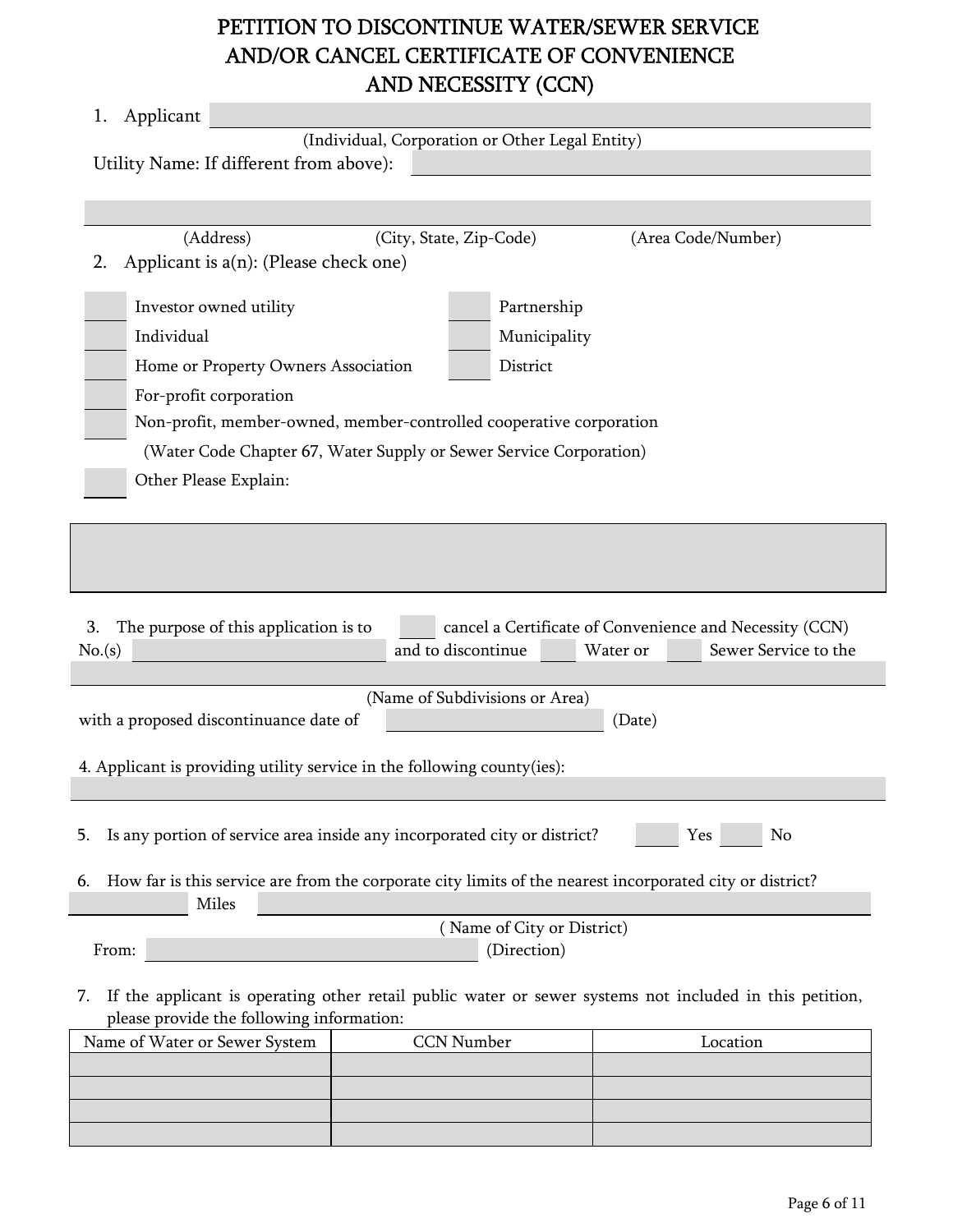# PETITION TO DISCONTINUE WATER/SEWER SERVICE AND/OR CANCEL CERTIFICATE OF CONVENIENCE AND NECESSITY (CCN)

1. Applicant ______________________________
   (Individual, Corporation or Other Legal Entity)

   Utility Name: If different from above): ______________________________

   ______________________________
   (Address) (City, State, Zip-Code) (Area Code/Number)

2. Applicant is a(n): (Please check one)

   - [ ] Investor owned utility
   - [ ] Individual
   - [ ] Home or Property Owners Association
   - [ ] For-profit corporation
   - [ ] Non-profit, member-owned, member-controlled cooperative corporation (Water Code Chapter 67, Water Supply or Sewer Service Corporation)
   - [ ] Partnership
   - [ ] Municipality
   - [ ] District
   - [ ] Other Please Explain:

   ______________________________

3. The purpose of this application is to [ ] cancel a Certificate of Convenience and Necessity (CCN) No.(s) __________ and to discontinue [ ] Water or [ ] Sewer Service to the

   ______________________________
   (Name of Subdivisions or Area)

   with a proposed discontinuance date of __________ (Date)

4. Applicant is providing utility service in the following county(ies):

   ______________________________

5. Is any portion of service area inside any incorporated city or district? [ ] Yes [ ] No

6. How far is this service are from the corporate city limits of the nearest incorporated city or district?

   __________ Miles ______________________________
   ( Name of City or District)

   From: __________ (Direction)

7. If the applicant is operating other retail public water or sewer systems not included in this petition, please provide the following information:

| Name of Water or Sewer System | CCN Number | Location |
|---|---|---|
| | | |
| | | |
| | | |
| | | |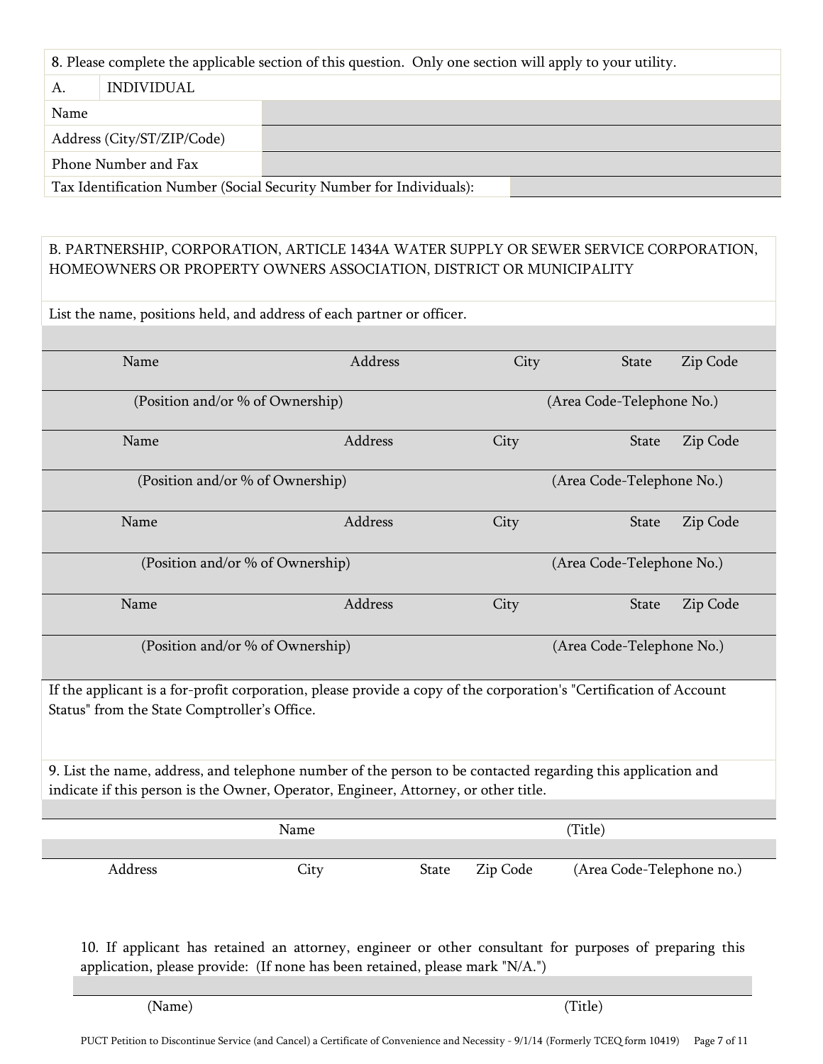8. Please complete the applicable section of this question. Only one section will apply to your utility.

| A. | INDIVIDUAL |
|---|---|
| Name | |
| Address (City/ST/ZIP/Code) | |
| Phone Number and Fax | |
| Tax Identification Number (Social Security Number for Individuals): | |

B. PARTNERSHIP, CORPORATION, ARTICLE 1434A WATER SUPPLY OR SEWER SERVICE CORPORATION, HOMEOWNERS OR PROPERTY OWNERS ASSOCIATION, DISTRICT OR MUNICIPALITY

List the name, positions held, and address of each partner or officer.

| Name | Address | City | State | Zip Code |
|---|---|---|---|---|
| (Position and/or % of Ownership) | | (Area Code-Telephone No.) | | |
| Name | Address | City | State | Zip Code |
| (Position and/or % of Ownership) | | (Area Code-Telephone No.) | | |
| Name | Address | City | State | Zip Code |
| (Position and/or % of Ownership) | | (Area Code-Telephone No.) | | |
| Name | Address | City | State | Zip Code |
| (Position and/or % of Ownership) | | (Area Code-Telephone No.) | | |

If the applicant is a for-profit corporation, please provide a copy of the corporation's "Certification of Account Status" from the State Comptroller's Office.

9. List the name, address, and telephone number of the person to be contacted regarding this application and indicate if this person is the Owner, Operator, Engineer, Attorney, or other title.

| Name | | | | (Title) |
|---|---|---|---|---|
| Address | City | State | Zip Code | (Area Code-Telephone no.) |

10. If applicant has retained an attorney, engineer or other consultant for purposes of preparing this application, please provide: (If none has been retained, please mark "N/A.")

| (Name) | (Title) |
|---|---|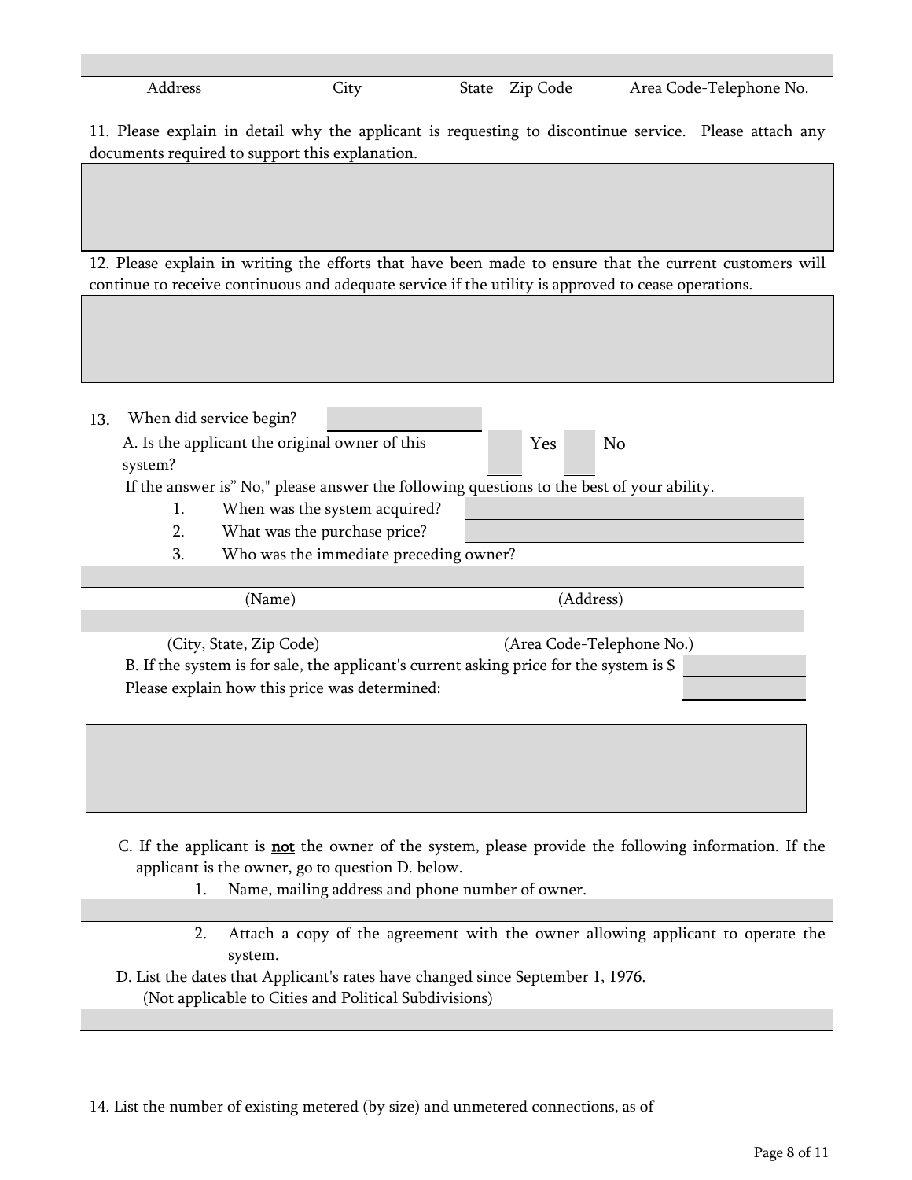Address | City | State | Zip Code | Area Code-Telephone No.

11. Please explain in detail why the applicant is requesting to discontinue service. Please attach any documents required to support this explanation.

12. Please explain in writing the efforts that have been made to ensure that the current customers will continue to receive continuous and adequate service if the utility is approved to cease operations.

13. When did service begin?

A. Is the applicant the original owner of this system? Yes No

If the answer is" No," please answer the following questions to the best of your ability.

1. When was the system acquired?
2. What was the purchase price?
3. Who was the immediate preceding owner?

(Name) (Address)

(City, State, Zip Code) (Area Code-Telephone No.)

B. If the system is for sale, the applicant's current asking price for the system is $

Please explain how this price was determined:

C. If the applicant is **not** the owner of the system, please provide the following information. If the applicant is the owner, go to question D. below.

1. Name, mailing address and phone number of owner.

2. Attach a copy of the agreement with the owner allowing applicant to operate the system.

D. List the dates that Applicant's rates have changed since September 1, 1976.
(Not applicable to Cities and Political Subdivisions)

14. List the number of existing metered (by size) and unmetered connections, as of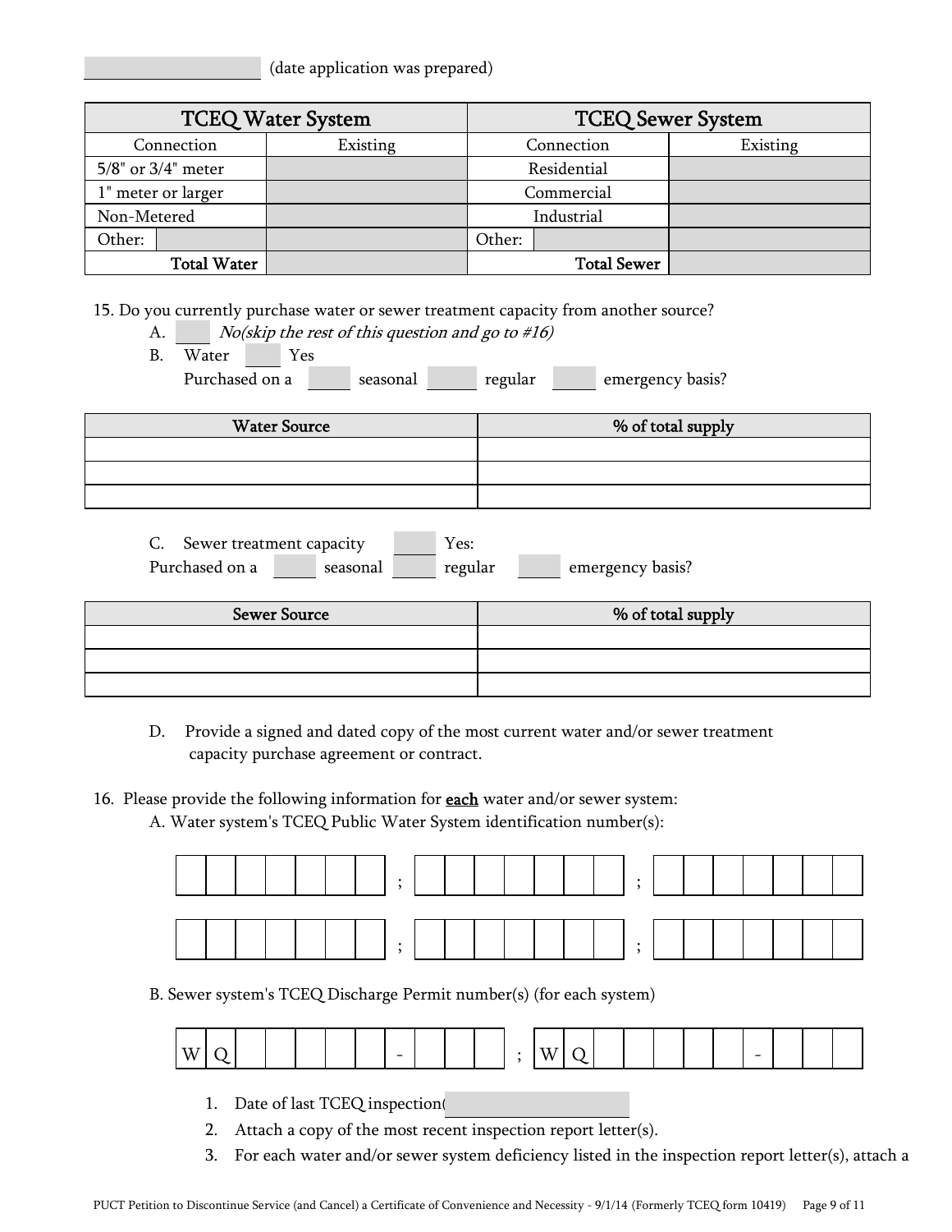_______________ (date application was prepared)

| TCEQ Water System | | TCEQ Sewer System | |
|---|---|---|---|
| Connection | Existing | Connection | Existing |
| 5/8" or 3/4" meter | | Residential | |
| 1" meter or larger | | Commercial | |
| Non-Metered | | Industrial | |
| Other: | | Other: | |
| **Total Water** | | **Total Sewer** | |

15. Do you currently purchase water or sewer treatment capacity from another source?

A. ____ *No(skip the rest of this question and go to #16)*

B. Water ____ Yes

Purchased on a ____ seasonal ____ regular ____ emergency basis?

| Water Source | % of total supply |
|---|---|
| | |
| | |
| | |

C. Sewer treatment capacity ____ Yes:

Purchased on a ____ seasonal ____ regular ____ emergency basis?

| Sewer Source | % of total supply |
|---|---|
| | |
| | |
| | |

D. Provide a signed and dated copy of the most current water and/or sewer treatment capacity purchase agreement or contract.

16. Please provide the following information for **each** water and/or sewer system:

A. Water system's TCEQ Public Water System identification number(s):

[ | | | | | | ] ; [ | | | | | | ] ; [ | | | | | | ]

[ | | | | | | ] ; [ | | | | | | ] ; [ | | | | | | ]

B. Sewer system's TCEQ Discharge Permit number(s) (for each system)

[W|Q| | | | | | - | | | ] ; [W|Q| | | | | | - | | | ]

1. Date of last TCEQ inspection( _______________
2. Attach a copy of the most recent inspection report letter(s).
3. For each water and/or sewer system deficiency listed in the inspection report letter(s), attach a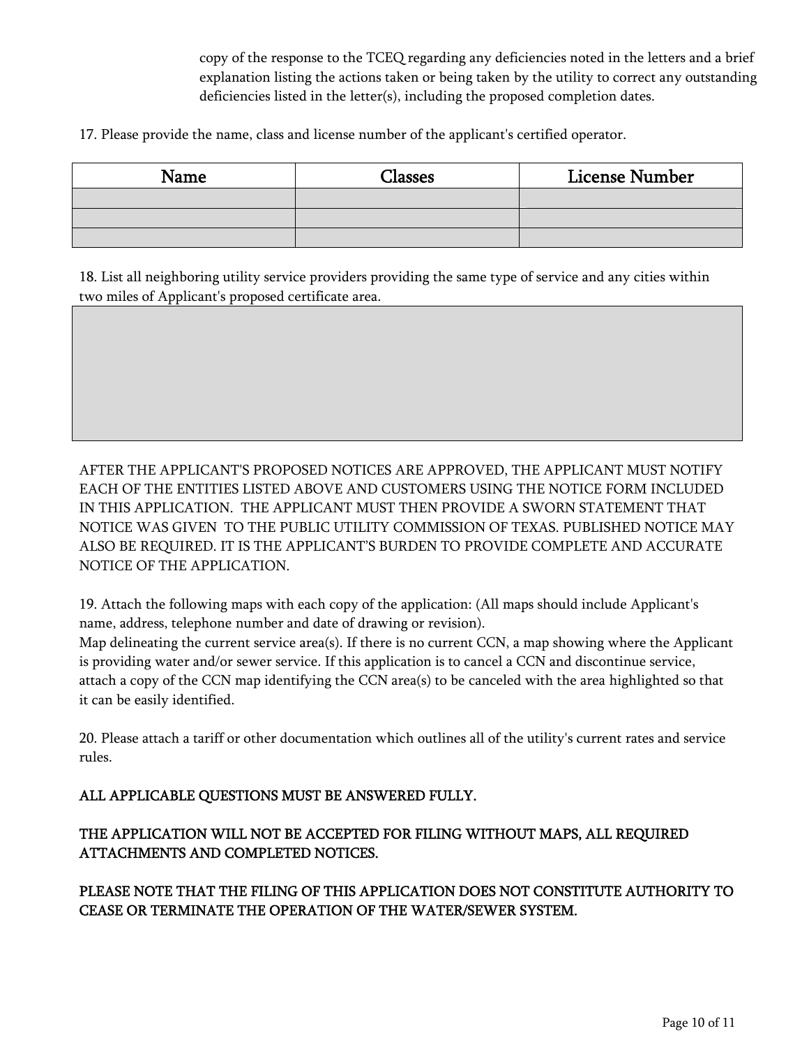copy of the response to the TCEQ regarding any deficiencies noted in the letters and a brief explanation listing the actions taken or being taken by the utility to correct any outstanding deficiencies listed in the letter(s), including the proposed completion dates.

17. Please provide the name, class and license number of the applicant's certified operator.

| Name | Classes | License Number |
|---|---|---|
| | | |
| | | |
| | | |

18. List all neighboring utility service providers providing the same type of service and any cities within two miles of Applicant's proposed certificate area.

AFTER THE APPLICANT'S PROPOSED NOTICES ARE APPROVED, THE APPLICANT MUST NOTIFY EACH OF THE ENTITIES LISTED ABOVE AND CUSTOMERS USING THE NOTICE FORM INCLUDED IN THIS APPLICATION. THE APPLICANT MUST THEN PROVIDE A SWORN STATEMENT THAT NOTICE WAS GIVEN TO THE PUBLIC UTILITY COMMISSION OF TEXAS. PUBLISHED NOTICE MAY ALSO BE REQUIRED. IT IS THE APPLICANT'S BURDEN TO PROVIDE COMPLETE AND ACCURATE NOTICE OF THE APPLICATION.

19. Attach the following maps with each copy of the application: (All maps should include Applicant's name, address, telephone number and date of drawing or revision).
Map delineating the current service area(s). If there is no current CCN, a map showing where the Applicant is providing water and/or sewer service. If this application is to cancel a CCN and discontinue service, attach a copy of the CCN map identifying the CCN area(s) to be canceled with the area highlighted so that it can be easily identified.

20. Please attach a tariff or other documentation which outlines all of the utility's current rates and service rules.

ALL APPLICABLE QUESTIONS MUST BE ANSWERED FULLY.

THE APPLICATION WILL NOT BE ACCEPTED FOR FILING WITHOUT MAPS, ALL REQUIRED ATTACHMENTS AND COMPLETED NOTICES.

PLEASE NOTE THAT THE FILING OF THIS APPLICATION DOES NOT CONSTITUTE AUTHORITY TO CEASE OR TERMINATE THE OPERATION OF THE WATER/SEWER SYSTEM.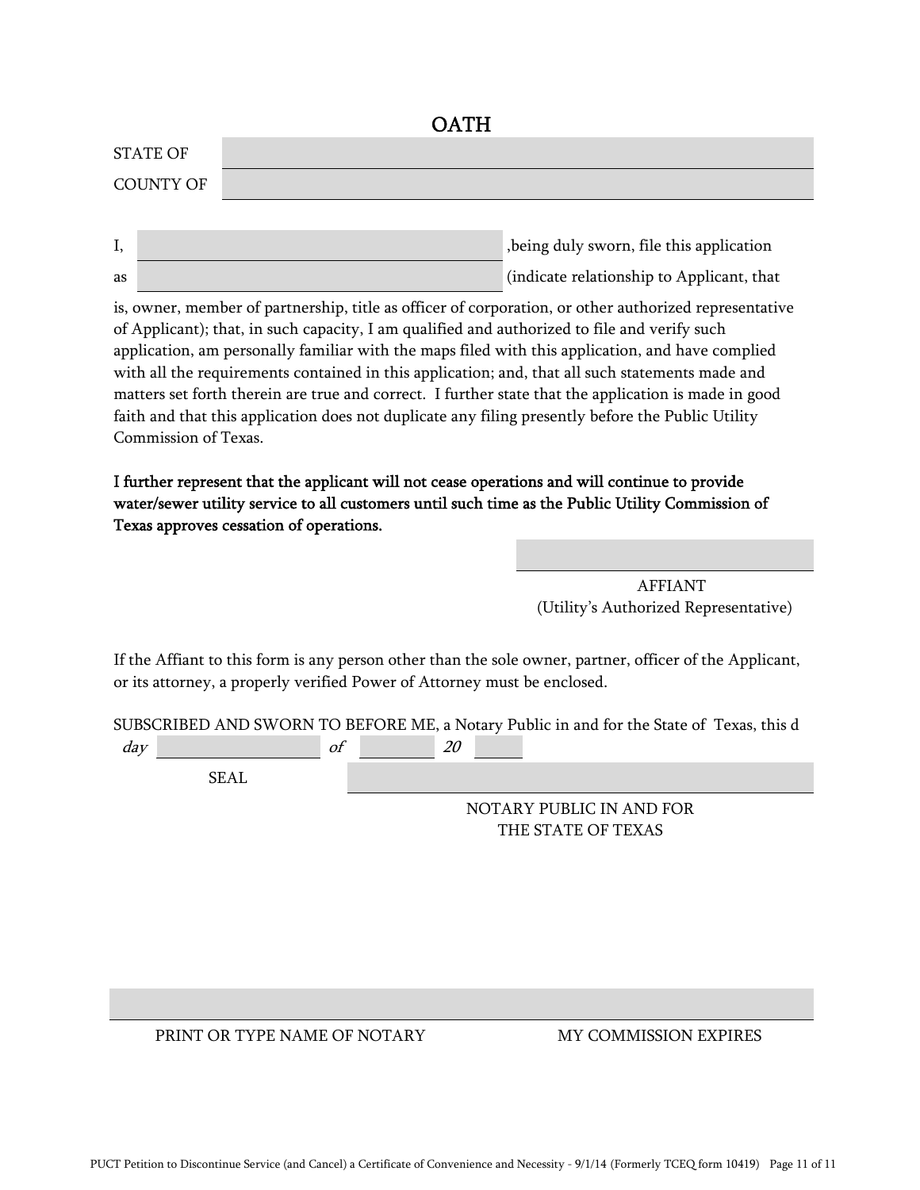# OATH

STATE OF \_\_\_\_\_\_\_\_\_\_\_\_\_\_\_\_\_\_\_\_

COUNTY OF \_\_\_\_\_\_\_\_\_\_\_\_\_\_\_\_\_\_\_\_

I, \_\_\_\_\_\_\_\_\_\_\_\_\_\_\_\_\_\_\_\_ ,being duly sworn, file this application as \_\_\_\_\_\_\_\_\_\_\_\_\_\_\_\_\_\_\_\_ (indicate relationship to Applicant, that is, owner, member of partnership, title as officer of corporation, or other authorized representative of Applicant); that, in such capacity, I am qualified and authorized to file and verify such application, am personally familiar with the maps filed with this application, and have complied with all the requirements contained in this application; and, that all such statements made and matters set forth therein are true and correct. I further state that the application is made in good faith and that this application does not duplicate any filing presently before the Public Utility Commission of Texas.

**I further represent that the applicant will not cease operations and will continue to provide water/sewer utility service to all customers until such time as the Public Utility Commission of Texas approves cessation of operations.**

\_\_\_\_\_\_\_\_\_\_\_\_\_\_\_\_\_\_\_\_

AFFIANT
(Utility's Authorized Representative)

If the Affiant to this form is any person other than the sole owner, partner, officer of the Applicant, or its attorney, a properly verified Power of Attorney must be enclosed.

SUBSCRIBED AND SWORN TO BEFORE ME, a Notary Public in and for the State of Texas, this d *day* \_\_\_\_\_\_\_\_\_\_ *of* \_\_\_\_\_\_\_\_\_\_ *20* \_\_\_\_\_

SEAL

\_\_\_\_\_\_\_\_\_\_\_\_\_\_\_\_\_\_\_\_

NOTARY PUBLIC IN AND FOR
THE STATE OF TEXAS

\_\_\_\_\_\_\_\_\_\_\_\_\_\_\_\_\_\_\_\_

PRINT OR TYPE NAME OF NOTARY MY COMMISSION EXPIRES